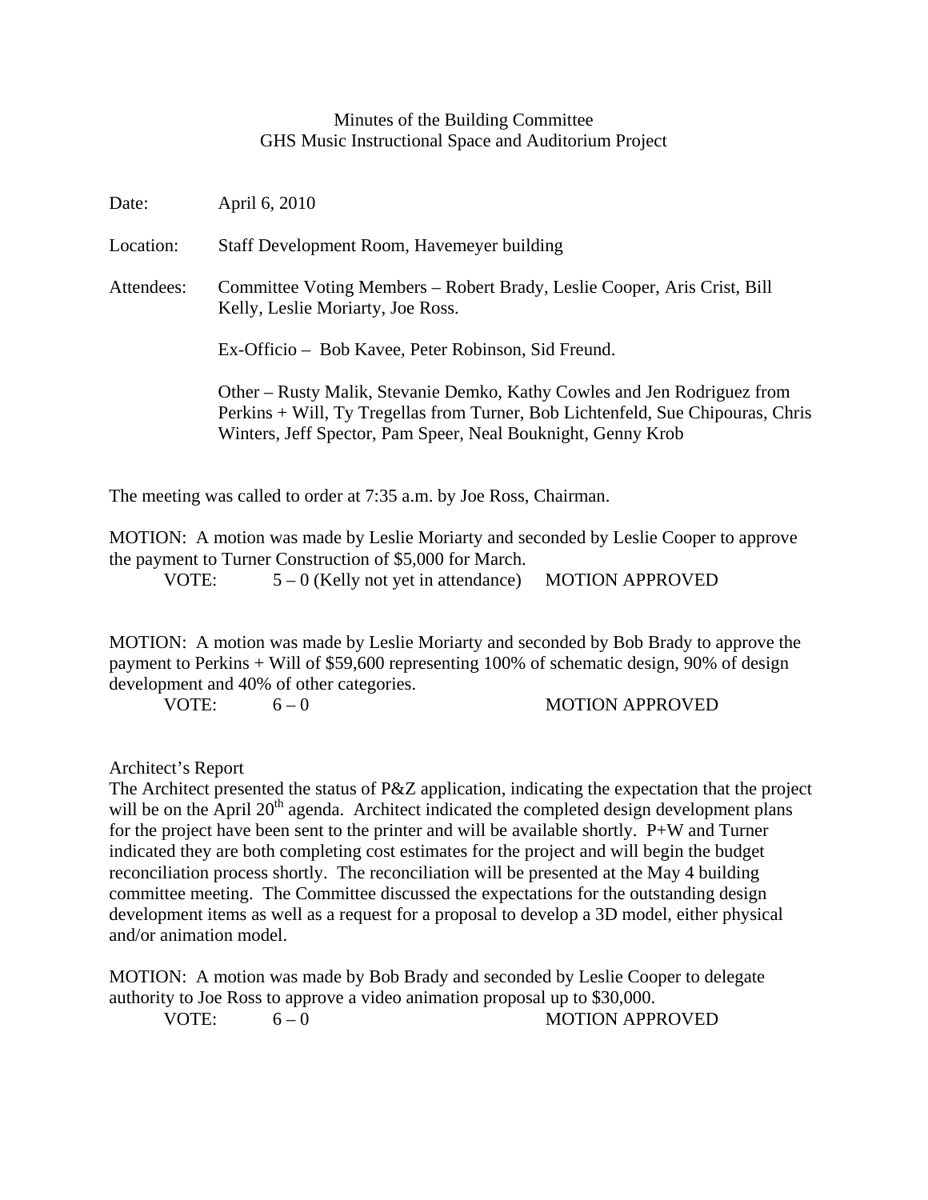# Minutes of the Building Committee
## GHS Music Instructional Space and Auditorium Project

Date: April 6, 2010

Location: Staff Development Room, Havemeyer building

Attendees: Committee Voting Members – Robert Brady, Leslie Cooper, Aris Crist, Bill Kelly, Leslie Moriarty, Joe Ross.

Ex-Officio – Bob Kavee, Peter Robinson, Sid Freund.

Other – Rusty Malik, Stevanie Demko, Kathy Cowles and Jen Rodriguez from Perkins + Will, Ty Tregellas from Turner, Bob Lichtenfeld, Sue Chipouras, Chris Winters, Jeff Spector, Pam Speer, Neal Bouknight, Genny Krob

The meeting was called to order at 7:35 a.m. by Joe Ross, Chairman.

MOTION: A motion was made by Leslie Moriarty and seconded by Leslie Cooper to approve the payment to Turner Construction of $5,000 for March.

VOTE: 5 – 0 (Kelly not yet in attendance) MOTION APPROVED

MOTION: A motion was made by Leslie Moriarty and seconded by Bob Brady to approve the payment to Perkins + Will of $59,600 representing 100% of schematic design, 90% of design development and 40% of other categories.

VOTE: 6 – 0 MOTION APPROVED

Architect's Report

The Architect presented the status of P&Z application, indicating the expectation that the project will be on the April 20th agenda. Architect indicated the completed design development plans for the project have been sent to the printer and will be available shortly. P+W and Turner indicated they are both completing cost estimates for the project and will begin the budget reconciliation process shortly. The reconciliation will be presented at the May 4 building committee meeting. The Committee discussed the expectations for the outstanding design development items as well as a request for a proposal to develop a 3D model, either physical and/or animation model.

MOTION: A motion was made by Bob Brady and seconded by Leslie Cooper to delegate authority to Joe Ross to approve a video animation proposal up to $30,000.

VOTE: 6 – 0 MOTION APPROVED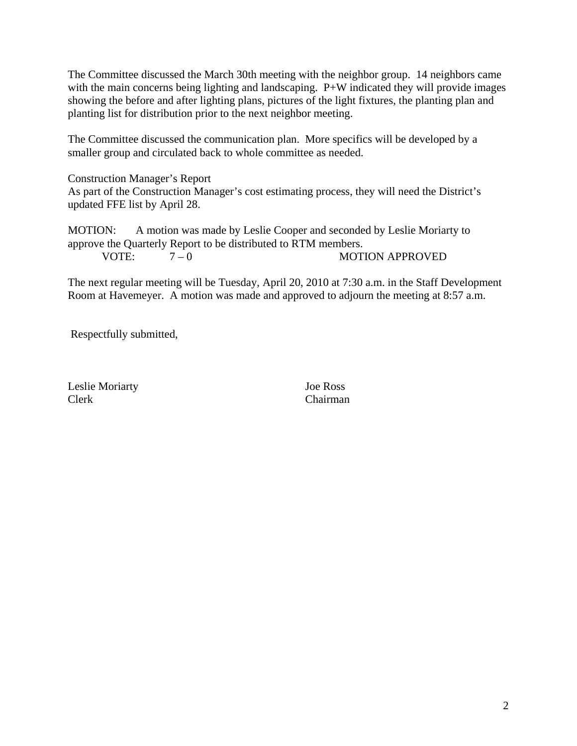The Committee discussed the March 30th meeting with the neighbor group. 14 neighbors came with the main concerns being lighting and landscaping. P+W indicated they will provide images showing the before and after lighting plans, pictures of the light fixtures, the planting plan and planting list for distribution prior to the next neighbor meeting.

The Committee discussed the communication plan. More specifics will be developed by a smaller group and circulated back to whole committee as needed.

Construction Manager's Report
As part of the Construction Manager's cost estimating process, they will need the District's updated FFE list by April 28.

MOTION: A motion was made by Leslie Cooper and seconded by Leslie Moriarty to approve the Quarterly Report to be distributed to RTM members.
VOTE: 7 – 0 MOTION APPROVED

The next regular meeting will be Tuesday, April 20, 2010 at 7:30 a.m. in the Staff Development Room at Havemeyer. A motion was made and approved to adjourn the meeting at 8:57 a.m.

Respectfully submitted,

Leslie Moriarty
Clerk

Joe Ross
Chairman